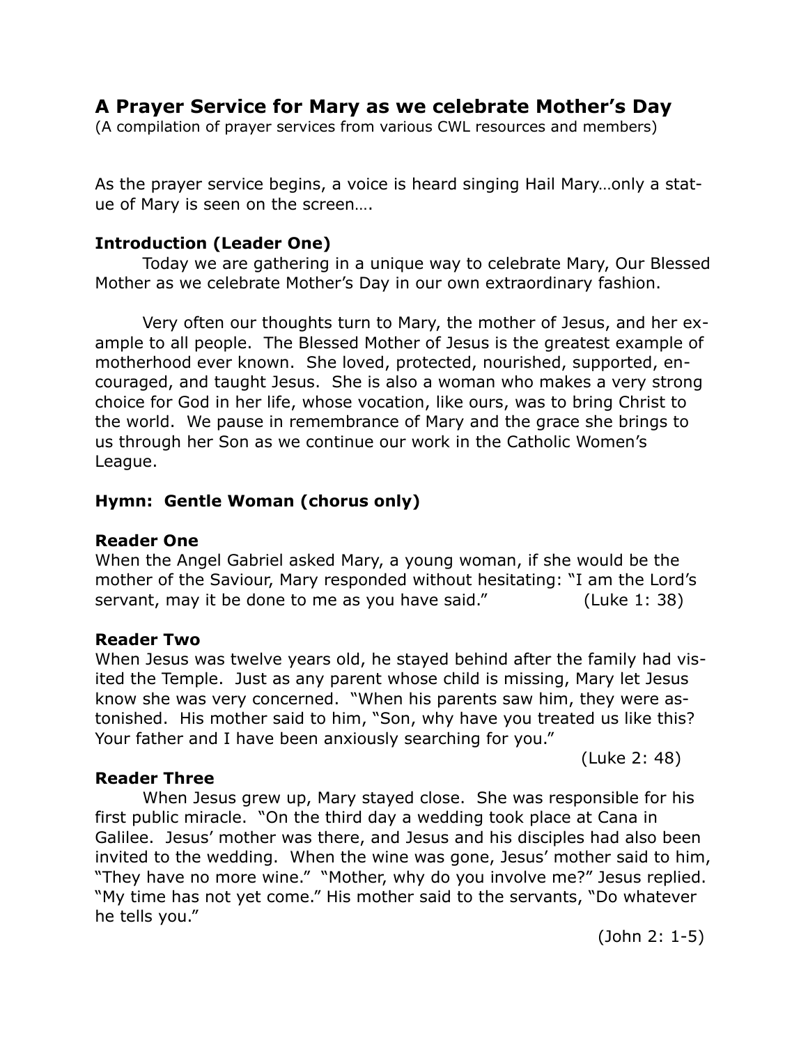# A Prayer Service for Mary as we celebrate Mother's Day

(A compilation of prayer services from various CWL resources and members)

As the prayer service begins, a voice is heard singing Hail Mary…only a statue of Mary is seen on the screen….

**Introduction (Leader One)**

Today we are gathering in a unique way to celebrate Mary, Our Blessed Mother as we celebrate Mother's Day in our own extraordinary fashion.

Very often our thoughts turn to Mary, the mother of Jesus, and her example to all people. The Blessed Mother of Jesus is the greatest example of motherhood ever known. She loved, protected, nourished, supported, encouraged, and taught Jesus. She is also a woman who makes a very strong choice for God in her life, whose vocation, like ours, was to bring Christ to the world. We pause in remembrance of Mary and the grace she brings to us through her Son as we continue our work in the Catholic Women's League.

**Hymn: Gentle Woman (chorus only)**

**Reader One**

When the Angel Gabriel asked Mary, a young woman, if she would be the mother of the Saviour, Mary responded without hesitating: "I am the Lord's servant, may it be done to me as you have said." (Luke 1: 38)

**Reader Two**

When Jesus was twelve years old, he stayed behind after the family had visited the Temple. Just as any parent whose child is missing, Mary let Jesus know she was very concerned. "When his parents saw him, they were astonished. His mother said to him, "Son, why have you treated us like this? Your father and I have been anxiously searching for you."

(Luke 2: 48)

**Reader Three**

When Jesus grew up, Mary stayed close. She was responsible for his first public miracle. "On the third day a wedding took place at Cana in Galilee. Jesus' mother was there, and Jesus and his disciples had also been invited to the wedding. When the wine was gone, Jesus' mother said to him, "They have no more wine." "Mother, why do you involve me?" Jesus replied. "My time has not yet come." His mother said to the servants, "Do whatever he tells you."

(John 2: 1-5)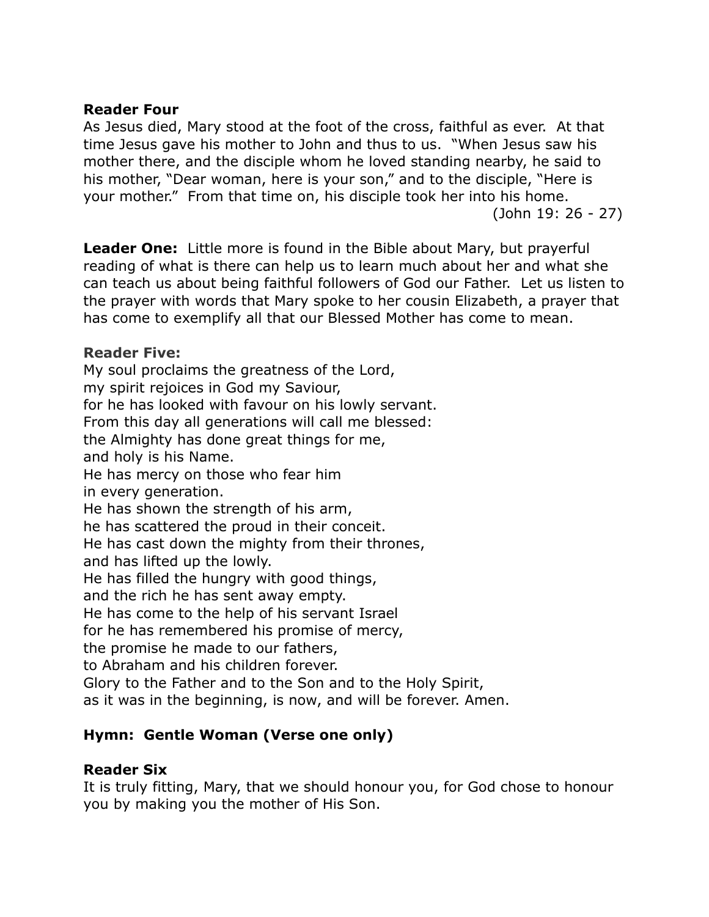**Reader Four**

As Jesus died, Mary stood at the foot of the cross, faithful as ever. At that time Jesus gave his mother to John and thus to us. "When Jesus saw his mother there, and the disciple whom he loved standing nearby, he said to his mother, "Dear woman, here is your son," and to the disciple, "Here is your mother." From that time on, his disciple took her into his home.

(John 19: 26 - 27)

**Leader One:** Little more is found in the Bible about Mary, but prayerful reading of what is there can help us to learn much about her and what she can teach us about being faithful followers of God our Father. Let us listen to the prayer with words that Mary spoke to her cousin Elizabeth, a prayer that has come to exemplify all that our Blessed Mother has come to mean.

**Reader Five:**

My soul proclaims the greatness of the Lord,
my spirit rejoices in God my Saviour,
for he has looked with favour on his lowly servant.
From this day all generations will call me blessed:
the Almighty has done great things for me,
and holy is his Name.
He has mercy on those who fear him
in every generation.
He has shown the strength of his arm,
he has scattered the proud in their conceit.
He has cast down the mighty from their thrones,
and has lifted up the lowly.
He has filled the hungry with good things,
and the rich he has sent away empty.
He has come to the help of his servant Israel
for he has remembered his promise of mercy,
the promise he made to our fathers,
to Abraham and his children forever.
Glory to the Father and to the Son and to the Holy Spirit,
as it was in the beginning, is now, and will be forever. Amen.

**Hymn: Gentle Woman (Verse one only)**

**Reader Six**

It is truly fitting, Mary, that we should honour you, for God chose to honour you by making you the mother of His Son.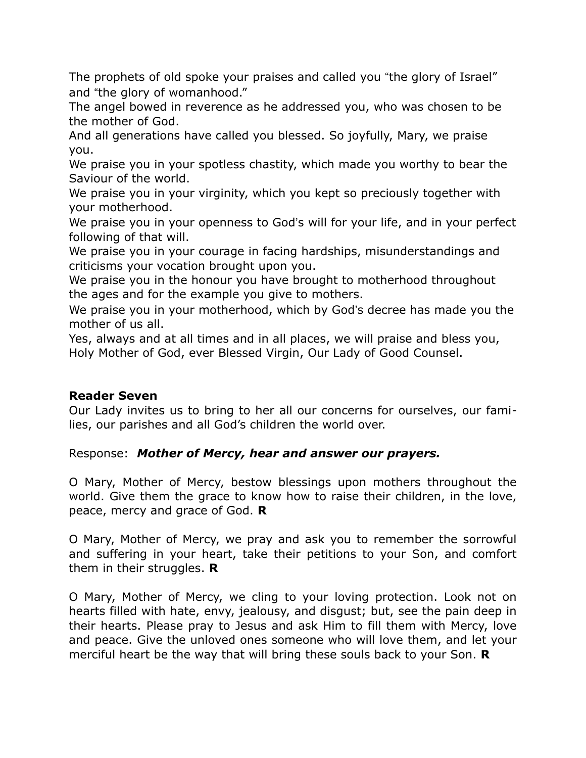The prophets of old spoke your praises and called you "the glory of Israel" and "the glory of womanhood."
The angel bowed in reverence as he addressed you, who was chosen to be the mother of God.
And all generations have called you blessed. So joyfully, Mary, we praise you.
We praise you in your spotless chastity, which made you worthy to bear the Saviour of the world.
We praise you in your virginity, which you kept so preciously together with your motherhood.
We praise you in your openness to God's will for your life, and in your perfect following of that will.
We praise you in your courage in facing hardships, misunderstandings and criticisms your vocation brought upon you.
We praise you in the honour you have brought to motherhood throughout the ages and for the example you give to mothers.
We praise you in your motherhood, which by God's decree has made you the mother of us all.
Yes, always and at all times and in all places, we will praise and bless you, Holy Mother of God, ever Blessed Virgin, Our Lady of Good Counsel.

**Reader Seven**

Our Lady invites us to bring to her all our concerns for ourselves, our families, our parishes and all God's children the world over.

Response: ***Mother of Mercy, hear and answer our prayers.***

O Mary, Mother of Mercy, bestow blessings upon mothers throughout the world. Give them the grace to know how to raise their children, in the love, peace, mercy and grace of God. **R**

O Mary, Mother of Mercy, we pray and ask you to remember the sorrowful and suffering in your heart, take their petitions to your Son, and comfort them in their struggles. **R**

O Mary, Mother of Mercy, we cling to your loving protection. Look not on hearts filled with hate, envy, jealousy, and disgust; but, see the pain deep in their hearts. Please pray to Jesus and ask Him to fill them with Mercy, love and peace. Give the unloved ones someone who will love them, and let your merciful heart be the way that will bring these souls back to your Son. **R**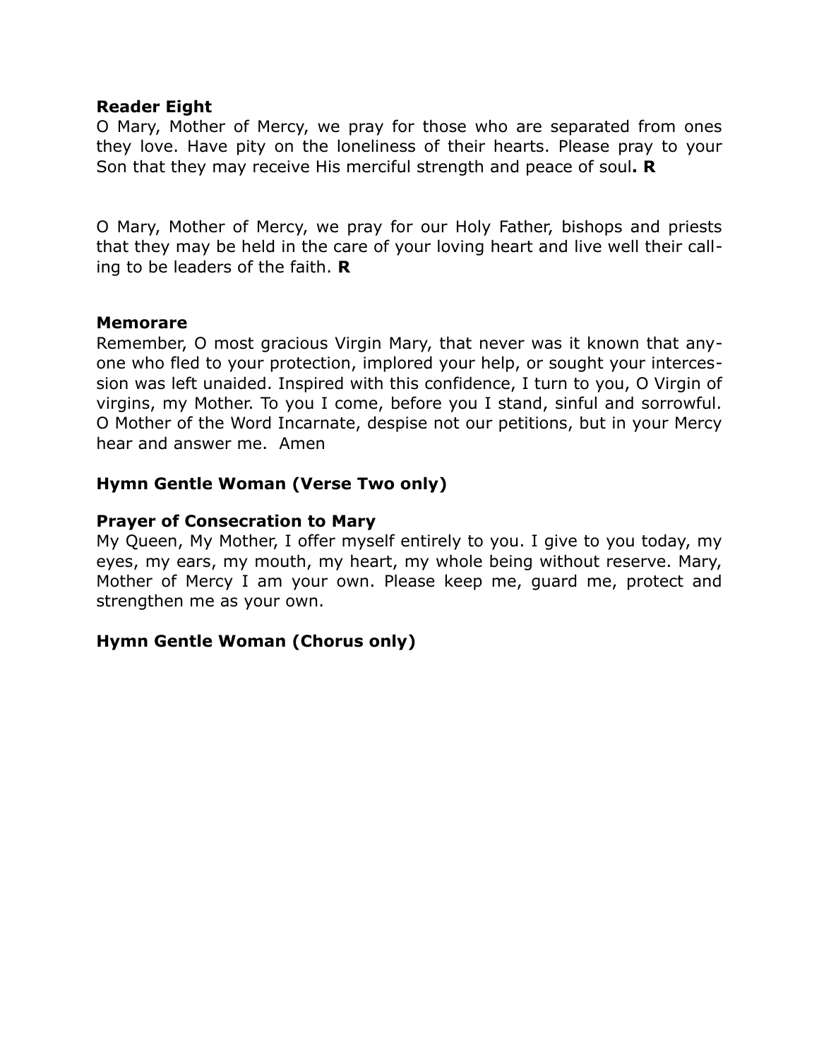**Reader Eight**

O Mary, Mother of Mercy, we pray for those who are separated from ones they love. Have pity on the loneliness of their hearts. Please pray to your Son that they may receive His merciful strength and peace of soul**. R**

O Mary, Mother of Mercy, we pray for our Holy Father, bishops and priests that they may be held in the care of your loving heart and live well their calling to be leaders of the faith. **R**

**Memorare**

Remember, O most gracious Virgin Mary, that never was it known that anyone who fled to your protection, implored your help, or sought your intercession was left unaided. Inspired with this confidence, I turn to you, O Virgin of virgins, my Mother. To you I come, before you I stand, sinful and sorrowful. O Mother of the Word Incarnate, despise not our petitions, but in your Mercy hear and answer me. Amen

**Hymn Gentle Woman (Verse Two only)**

**Prayer of Consecration to Mary**

My Queen, My Mother, I offer myself entirely to you. I give to you today, my eyes, my ears, my mouth, my heart, my whole being without reserve. Mary, Mother of Mercy I am your own. Please keep me, guard me, protect and strengthen me as your own.

**Hymn Gentle Woman (Chorus only)**